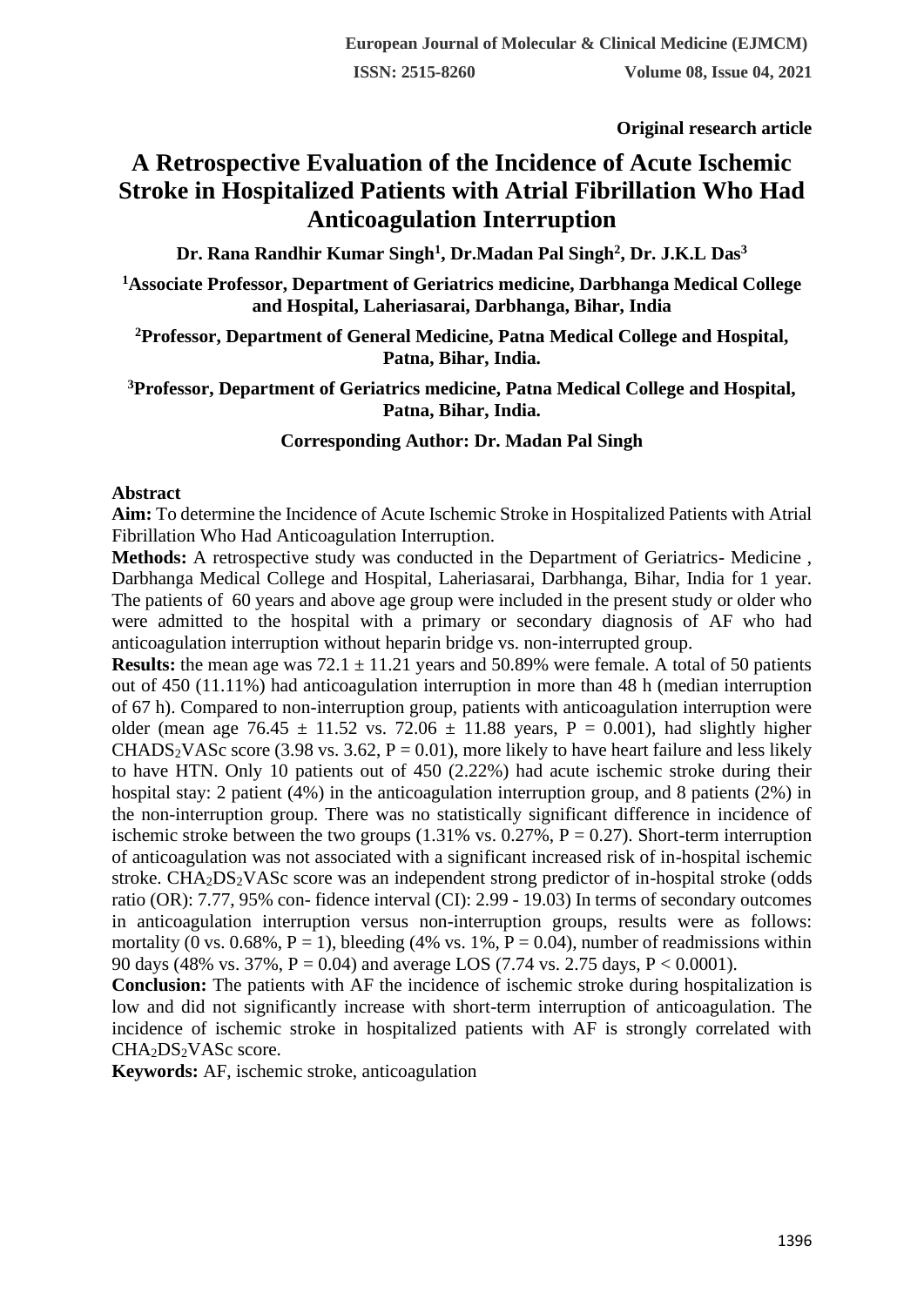**Original research article**

# A Retrospective Evaluation of the Incidence of Acute Ischemic Stroke in Hospitalized Patients with Atrial Fibrillation Who Had Anticoagulation Interruption

**Dr. Rana Randhir Kumar Singh[1], Dr.Madan Pal Singh[2], Dr. J.K.L Das[3]**

**[1]Associate Professor, Department of Geriatrics medicine, Darbhanga Medical College and Hospital, Laheriasarai, Darbhanga, Bihar, India**

**[2]Professor, Department of General Medicine, Patna Medical College and Hospital, Patna, Bihar, India.**

**[3]Professor, Department of Geriatrics medicine, Patna Medical College and Hospital, Patna, Bihar, India.**

**Corresponding Author: Dr. Madan Pal Singh**

## Abstract

**Aim:** To determine the Incidence of Acute Ischemic Stroke in Hospitalized Patients with Atrial Fibrillation Who Had Anticoagulation Interruption.

**Methods:** A retrospective study was conducted in the Department of Geriatrics- Medicine , Darbhanga Medical College and Hospital, Laheriasarai, Darbhanga, Bihar, India for 1 year. The patients of 60 years and above age group were included in the present study or older who were admitted to the hospital with a primary or secondary diagnosis of AF who had anticoagulation interruption without heparin bridge vs. non-interrupted group.

**Results:** the mean age was 72.1 ± 11.21 years and 50.89% were female. A total of 50 patients out of 450 (11.11%) had anticoagulation interruption in more than 48 h (median interruption of 67 h). Compared to non-interruption group, patients with anticoagulation interruption were older (mean age 76.45 ± 11.52 vs. 72.06 ± 11.88 years, P = 0.001), had slightly higher $CHADS_2VASc$ score (3.98 vs. 3.62, P = 0.01), more likely to have heart failure and less likely to have HTN. Only 10 patients out of 450 (2.22%) had acute ischemic stroke during their hospital stay: 2 patient (4%) in the anticoagulation interruption group, and 8 patients (2%) in the non-interruption group. There was no statistically significant difference in incidence of ischemic stroke between the two groups (1.31% vs. 0.27%, P = 0.27). Short-term interruption of anticoagulation was not associated with a significant increased risk of in-hospital ischemic stroke. $CHA_2DS_2VASc$ score was an independent strong predictor of in-hospital stroke (odds ratio (OR): 7.77, 95% con- fidence interval (CI): 2.99 - 19.03) In terms of secondary outcomes in anticoagulation interruption versus non-interruption groups, results were as follows: mortality (0 vs. 0.68%, P = 1), bleeding (4% vs. 1%, P = 0.04), number of readmissions within 90 days (48% vs. 37%, P = 0.04) and average LOS (7.74 vs. 2.75 days, P < 0.0001).

**Conclusion:** The patients with AF the incidence of ischemic stroke during hospitalization is low and did not significantly increase with short-term interruption of anticoagulation. The incidence of ischemic stroke in hospitalized patients with AF is strongly correlated with $CHA_2DS_2VASc$ score.

**Keywords:** AF, ischemic stroke, anticoagulation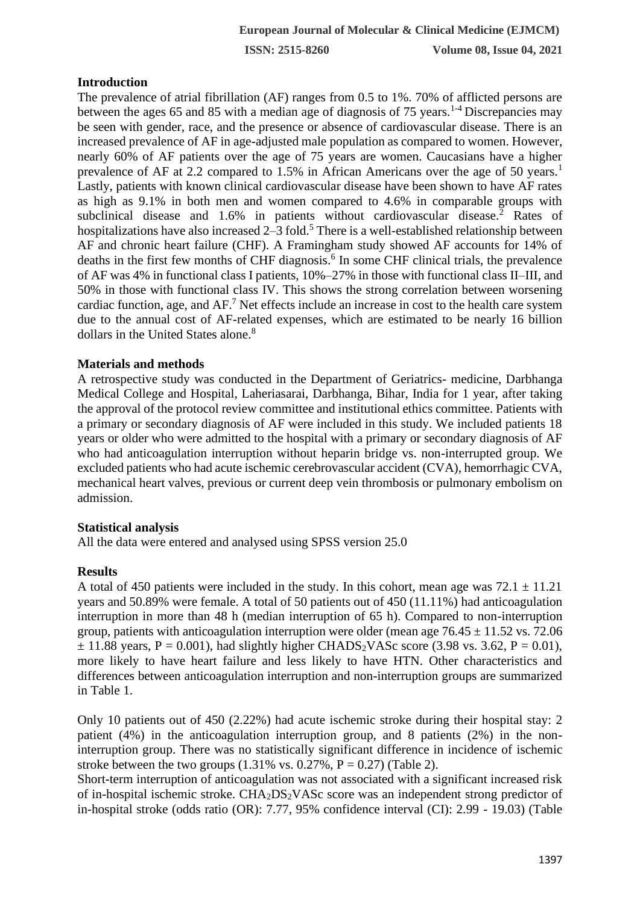## Introduction

The prevalence of atrial fibrillation (AF) ranges from 0.5 to 1%. 70% of afflicted persons are between the ages 65 and 85 with a median age of diagnosis of 75 years.[1-4] Discrepancies may be seen with gender, race, and the presence or absence of cardiovascular disease. There is an increased prevalence of AF in age-adjusted male population as compared to women. However, nearly 60% of AF patients over the age of 75 years are women. Caucasians have a higher prevalence of AF at 2.2 compared to 1.5% in African Americans over the age of 50 years.[1] Lastly, patients with known clinical cardiovascular disease have been shown to have AF rates as high as 9.1% in both men and women compared to 4.6% in comparable groups with subclinical disease and 1.6% in patients without cardiovascular disease.[2] Rates of hospitalizations have also increased 2–3 fold.[5] There is a well-established relationship between AF and chronic heart failure (CHF). A Framingham study showed AF accounts for 14% of deaths in the first few months of CHF diagnosis.[6] In some CHF clinical trials, the prevalence of AF was 4% in functional class I patients, 10%–27% in those with functional class II–III, and 50% in those with functional class IV. This shows the strong correlation between worsening cardiac function, age, and AF.[7] Net effects include an increase in cost to the health care system due to the annual cost of AF-related expenses, which are estimated to be nearly 16 billion dollars in the United States alone.[8]

## Materials and methods

A retrospective study was conducted in the Department of Geriatrics- medicine, Darbhanga Medical College and Hospital, Laheriasarai, Darbhanga, Bihar, India for 1 year, after taking the approval of the protocol review committee and institutional ethics committee. Patients with a primary or secondary diagnosis of AF were included in this study. We included patients 18 years or older who were admitted to the hospital with a primary or secondary diagnosis of AF who had anticoagulation interruption without heparin bridge vs. non-interrupted group. We excluded patients who had acute ischemic cerebrovascular accident (CVA), hemorrhagic CVA, mechanical heart valves, previous or current deep vein thrombosis or pulmonary embolism on admission.

## Statistical analysis

All the data were entered and analysed using SPSS version 25.0

## Results

A total of 450 patients were included in the study. In this cohort, mean age was $72.1 \pm 11.21$ years and 50.89% were female. A total of 50 patients out of 450 (11.11%) had anticoagulation interruption in more than 48 h (median interruption of 65 h). Compared to non-interruption group, patients with anticoagulation interruption were older (mean age $76.45 \pm 11.52$ vs. $72.06 \pm 11.88$ years, $P = 0.001$), had slightly higher $CHADS_2VASc$ score (3.98 vs. 3.62, $P = 0.01$), more likely to have heart failure and less likely to have HTN. Other characteristics and differences between anticoagulation interruption and non-interruption groups are summarized in Table 1.

Only 10 patients out of 450 (2.22%) had acute ischemic stroke during their hospital stay: 2 patient (4%) in the anticoagulation interruption group, and 8 patients (2%) in the non-interruption group. There was no statistically significant difference in incidence of ischemic stroke between the two groups (1.31% vs. 0.27%, $P = 0.27$) (Table 2).

Short-term interruption of anticoagulation was not associated with a significant increased risk of in-hospital ischemic stroke. $CHA_2DS_2VASc$ score was an independent strong predictor of in-hospital stroke (odds ratio (OR): 7.77, 95% confidence interval (CI): 2.99 - 19.03) (Table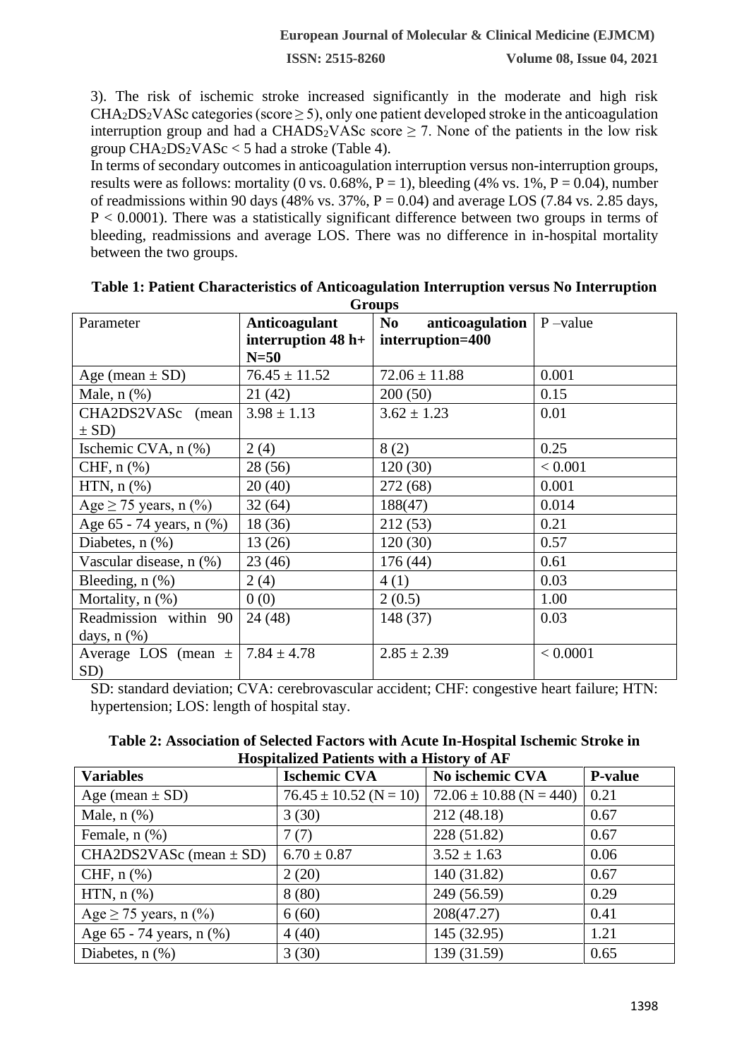3). The risk of ischemic stroke increased significantly in the moderate and high risk $CHA_2DS_2VASc$ categories (score ≥ 5), only one patient developed stroke in the anticoagulation interruption group and had a $CHADS_2VASc$ score ≥ 7. None of the patients in the low risk group $CHA_2DS_2VASc$ < 5 had a stroke (Table 4).

In terms of secondary outcomes in anticoagulation interruption versus non-interruption groups, results were as follows: mortality (0 vs. 0.68%, P = 1), bleeding (4% vs. 1%, P = 0.04), number of readmissions within 90 days (48% vs. 37%, P = 0.04) and average LOS (7.84 vs. 2.85 days, P < 0.0001). There was a statistically significant difference between two groups in terms of bleeding, readmissions and average LOS. There was no difference in in-hospital mortality between the two groups.

**Table 1: Patient Characteristics of Anticoagulation Interruption versus No Interruption Groups**

| Parameter | **Anticoagulant interruption 48 h+ N=50** | **No anticoagulation interruption=400** | P –value |
|---|---|---|---|
| Age (mean ± SD) | 76.45 ± 11.52 | 72.06 ± 11.88 | 0.001 |
| Male, n (%) | 21 (42) | 200 (50) | 0.15 |
| CHA2DS2VASc (mean ± SD) | 3.98 ± 1.13 | 3.62 ± 1.23 | 0.01 |
| Ischemic CVA, n (%) | 2 (4) | 8 (2) | 0.25 |
| CHF, n (%) | 28 (56) | 120 (30) | < 0.001 |
| HTN, n (%) | 20 (40) | 272 (68) | 0.001 |
| Age ≥ 75 years, n (%) | 32 (64) | 188(47) | 0.014 |
| Age 65 - 74 years, n (%) | 18 (36) | 212 (53) | 0.21 |
| Diabetes, n (%) | 13 (26) | 120 (30) | 0.57 |
| Vascular disease, n (%) | 23 (46) | 176 (44) | 0.61 |
| Bleeding, n (%) | 2 (4) | 4 (1) | 0.03 |
| Mortality, n (%) | 0 (0) | 2 (0.5) | 1.00 |
| Readmission within 90 days, n (%) | 24 (48) | 148 (37) | 0.03 |
| Average LOS (mean ± SD) | 7.84 ± 4.78 | 2.85 ± 2.39 | < 0.0001 |

SD: standard deviation; CVA: cerebrovascular accident; CHF: congestive heart failure; HTN: hypertension; LOS: length of hospital stay.

**Table 2: Association of Selected Factors with Acute In-Hospital Ischemic Stroke in Hospitalized Patients with a History of AF**

| **Variables** | **Ischemic CVA** | **No ischemic CVA** | **P-value** |
|---|---|---|---|
| Age (mean ± SD) | 76.45 ± 10.52 (N = 10) | 72.06 ± 10.88 (N = 440) | 0.21 |
| Male, n (%) | 3 (30) | 212 (48.18) | 0.67 |
| Female, n (%) | 7 (7) | 228 (51.82) | 0.67 |
| CHA2DS2VASc (mean ± SD) | 6.70 ± 0.87 | 3.52 ± 1.63 | 0.06 |
| CHF, n (%) | 2 (20) | 140 (31.82) | 0.67 |
| HTN, n (%) | 8 (80) | 249 (56.59) | 0.29 |
| Age ≥ 75 years, n (%) | 6 (60) | 208(47.27) | 0.41 |
| Age 65 - 74 years, n (%) | 4 (40) | 145 (32.95) | 1.21 |
| Diabetes, n (%) | 3 (30) | 139 (31.59) | 0.65 |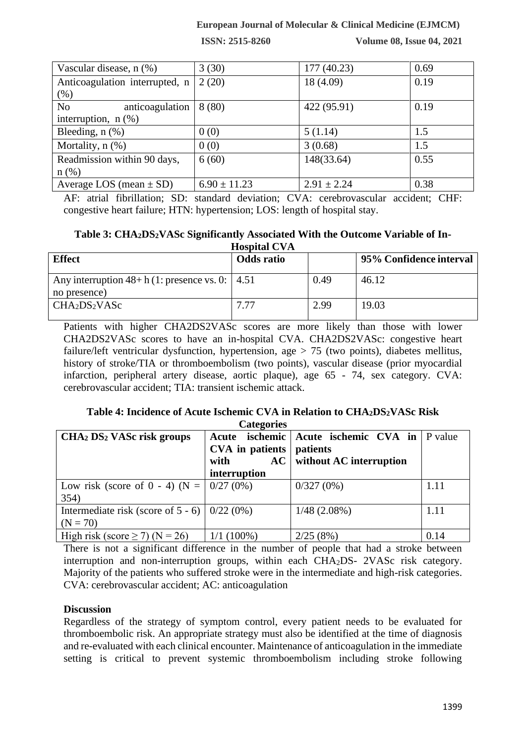| Vascular disease, n (%) | 3 (30) | 177 (40.23) | 0.69 |
|---|---|---|---|
| Anticoagulation interrupted, n (%) | 2 (20) | 18 (4.09) | 0.19 |
| No anticoagulation interruption, n (%) | 8 (80) | 422 (95.91) | 0.19 |
| Bleeding, n (%) | 0 (0) | 5 (1.14) | 1.5 |
| Mortality, n (%) | 0 (0) | 3 (0.68) | 1.5 |
| Readmission within 90 days, n (%) | 6 (60) | 148(33.64) | 0.55 |
| Average LOS (mean ± SD) | 6.90 ± 11.23 | 2.91 ± 2.24 | 0.38 |

AF: atrial fibrillation; SD: standard deviation; CVA: cerebrovascular accident; CHF: congestive heart failure; HTN: hypertension; LOS: length of hospital stay.

**Table 3: $CHA_2DS_2VASc$ Significantly Associated With the Outcome Variable of In-Hospital CVA**

| Effect | Odds ratio | | 95% Confidence interval |
|---|---|---|---|
| Any interruption 48+ h (1: presence vs. 0: no presence) | 4.51 | 0.49 | 46.12 |
| $CHA_2DS_2VASc$ | 7.77 | 2.99 | 19.03 |

Patients with higher CHA2DS2VASc scores are more likely than those with lower CHA2DS2VASc scores to have an in-hospital CVA. CHA2DS2VASc: congestive heart failure/left ventricular dysfunction, hypertension, age > 75 (two points), diabetes mellitus, history of stroke/TIA or thromboembolism (two points), vascular disease (prior myocardial infarction, peripheral artery disease, aortic plaque), age 65 - 74, sex category. CVA: cerebrovascular accident; TIA: transient ischemic attack.

**Table 4: Incidence of Acute Ischemic CVA in Relation to $CHA_2DS_2VASc$ Risk Categories**

| $CHA_2$ $DS_2$ VASc risk groups | Acute ischemic CVA in patients with AC interruption | Acute ischemic CVA in patients without AC interruption | P value |
|---|---|---|---|
| Low risk (score of 0 - 4) (N = 354) | 0/27 (0%) | 0/327 (0%) | 1.11 |
| Intermediate risk (score of 5 - 6) (N = 70) | 0/22 (0%) | 1/48 (2.08%) | 1.11 |
| High risk (score ≥ 7) (N = 26) | 1/1 (100%) | 2/25 (8%) | 0.14 |

There is not a significant difference in the number of people that had a stroke between interruption and non-interruption groups, within each $CHA_2DS$- 2VASc risk category. Majority of the patients who suffered stroke were in the intermediate and high-risk categories. CVA: cerebrovascular accident; AC: anticoagulation

## Discussion

Regardless of the strategy of symptom control, every patient needs to be evaluated for thromboembolic risk. An appropriate strategy must also be identified at the time of diagnosis and re-evaluated with each clinical encounter. Maintenance of anticoagulation in the immediate setting is critical to prevent systemic thromboembolism including stroke following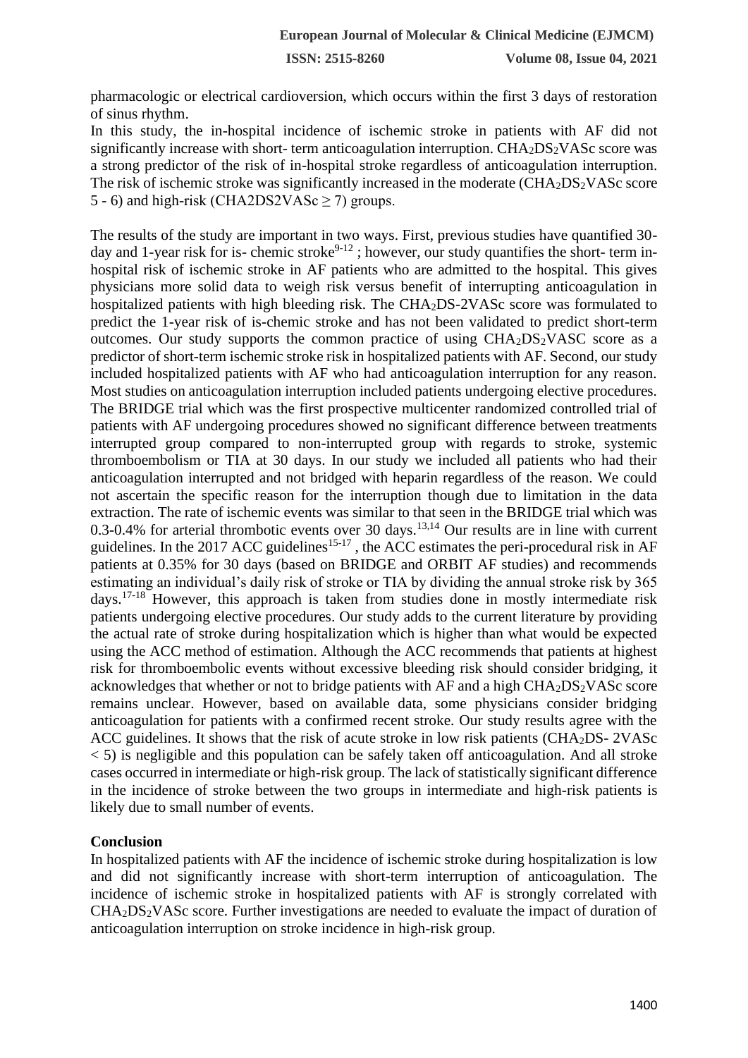pharmacologic or electrical cardioversion, which occurs within the first 3 days of restoration of sinus rhythm.

In this study, the in-hospital incidence of ischemic stroke in patients with AF did not significantly increase with short- term anticoagulation interruption. $CHA_2DS_2VASc$ score was a strong predictor of the risk of in-hospital stroke regardless of anticoagulation interruption. The risk of ischemic stroke was significantly increased in the moderate ($CHA_2DS_2VASc$ score 5 - 6) and high-risk (CHA2DS2VASc $\geq$ 7) groups.

The results of the study are important in two ways. First, previous studies have quantified 30-day and 1-year risk for is- chemic stroke[9-12] ; however, our study quantifies the short- term in-hospital risk of ischemic stroke in AF patients who are admitted to the hospital. This gives physicians more solid data to weigh risk versus benefit of interrupting anticoagulation in hospitalized patients with high bleeding risk. The $CHA_2DS$-2VASc score was formulated to predict the 1-year risk of is-chemic stroke and has not been validated to predict short-term outcomes. Our study supports the common practice of using $CHA_2DS_2VASC$ score as a predictor of short-term ischemic stroke risk in hospitalized patients with AF. Second, our study included hospitalized patients with AF who had anticoagulation interruption for any reason. Most studies on anticoagulation interruption included patients undergoing elective procedures. The BRIDGE trial which was the first prospective multicenter randomized controlled trial of patients with AF undergoing procedures showed no significant difference between treatments interrupted group compared to non-interrupted group with regards to stroke, systemic thromboembolism or TIA at 30 days. In our study we included all patients who had their anticoagulation interrupted and not bridged with heparin regardless of the reason. We could not ascertain the specific reason for the interruption though due to limitation in the data extraction. The rate of ischemic events was similar to that seen in the BRIDGE trial which was 0.3-0.4% for arterial thrombotic events over 30 days.[13,14] Our results are in line with current guidelines. In the 2017 ACC guidelines[15-17] , the ACC estimates the peri-procedural risk in AF patients at 0.35% for 30 days (based on BRIDGE and ORBIT AF studies) and recommends estimating an individual's daily risk of stroke or TIA by dividing the annual stroke risk by 365 days.[17-18] However, this approach is taken from studies done in mostly intermediate risk patients undergoing elective procedures. Our study adds to the current literature by providing the actual rate of stroke during hospitalization which is higher than what would be expected using the ACC method of estimation. Although the ACC recommends that patients at highest risk for thromboembolic events without excessive bleeding risk should consider bridging, it acknowledges that whether or not to bridge patients with AF and a high $CHA_2DS_2VASc$ score remains unclear. However, based on available data, some physicians consider bridging anticoagulation for patients with a confirmed recent stroke. Our study results agree with the ACC guidelines. It shows that the risk of acute stroke in low risk patients ($CHA_2DS$- 2VASc $< 5$) is negligible and this population can be safely taken off anticoagulation. And all stroke cases occurred in intermediate or high-risk group. The lack of statistically significant difference in the incidence of stroke between the two groups in intermediate and high-risk patients is likely due to small number of events.

**Conclusion**

In hospitalized patients with AF the incidence of ischemic stroke during hospitalization is low and did not significantly increase with short-term interruption of anticoagulation. The incidence of ischemic stroke in hospitalized patients with AF is strongly correlated with $CHA_2DS_2VASc$ score. Further investigations are needed to evaluate the impact of duration of anticoagulation interruption on stroke incidence in high-risk group.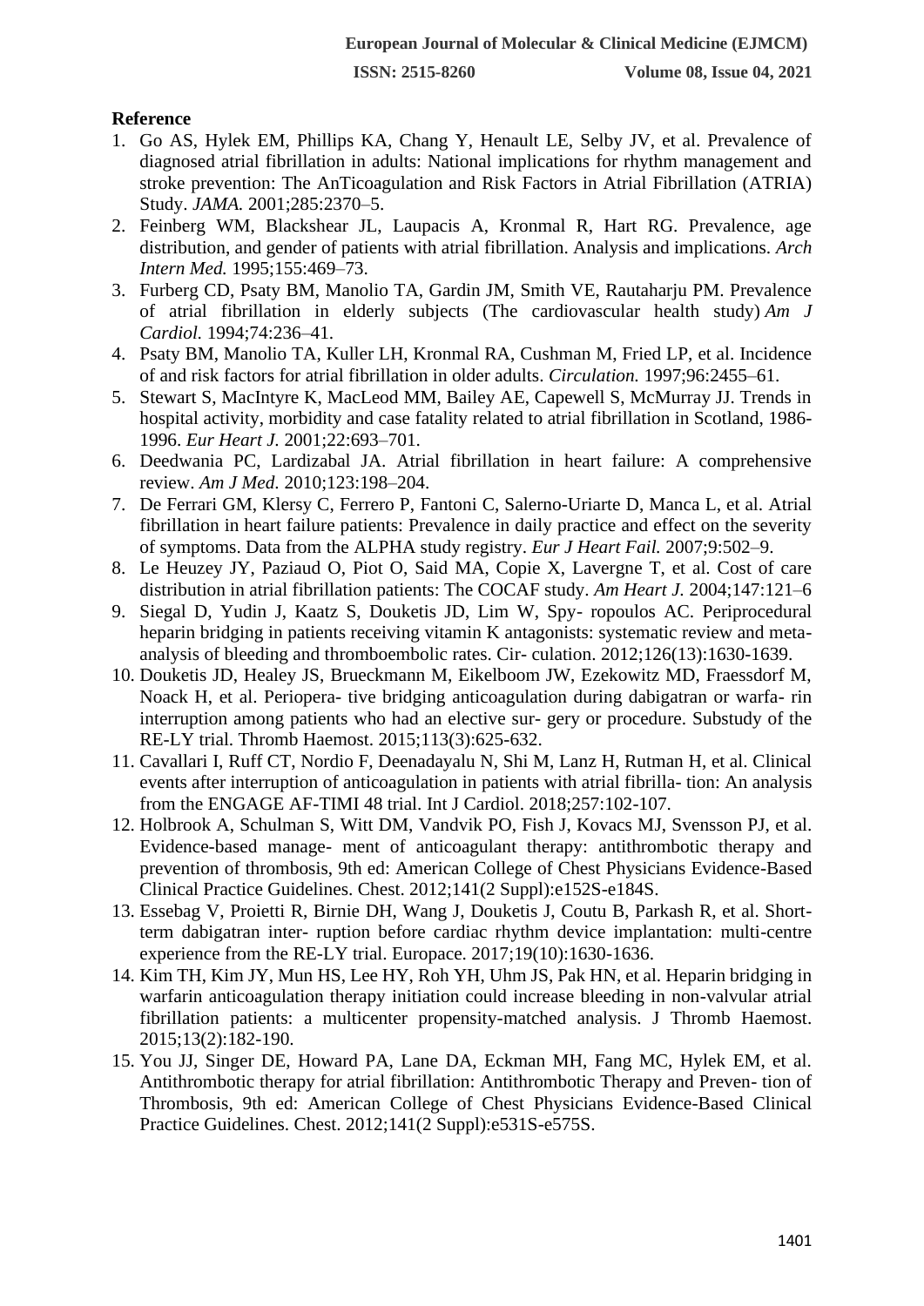## Reference

1. Go AS, Hylek EM, Phillips KA, Chang Y, Henault LE, Selby JV, et al. Prevalence of diagnosed atrial fibrillation in adults: National implications for rhythm management and stroke prevention: The AnTicoagulation and Risk Factors in Atrial Fibrillation (ATRIA) Study. *JAMA.* 2001;285:2370–5.
2. Feinberg WM, Blackshear JL, Laupacis A, Kronmal R, Hart RG. Prevalence, age distribution, and gender of patients with atrial fibrillation. Analysis and implications. *Arch Intern Med.* 1995;155:469–73.
3. Furberg CD, Psaty BM, Manolio TA, Gardin JM, Smith VE, Rautaharju PM. Prevalence of atrial fibrillation in elderly subjects (The cardiovascular health study) *Am J Cardiol.* 1994;74:236–41.
4. Psaty BM, Manolio TA, Kuller LH, Kronmal RA, Cushman M, Fried LP, et al. Incidence of and risk factors for atrial fibrillation in older adults. *Circulation.* 1997;96:2455–61.
5. Stewart S, MacIntyre K, MacLeod MM, Bailey AE, Capewell S, McMurray JJ. Trends in hospital activity, morbidity and case fatality related to atrial fibrillation in Scotland, 1986-1996. *Eur Heart J.* 2001;22:693–701.
6. Deedwania PC, Lardizabal JA. Atrial fibrillation in heart failure: A comprehensive review. *Am J Med.* 2010;123:198–204.
7. De Ferrari GM, Klersy C, Ferrero P, Fantoni C, Salerno-Uriarte D, Manca L, et al. Atrial fibrillation in heart failure patients: Prevalence in daily practice and effect on the severity of symptoms. Data from the ALPHA study registry. *Eur J Heart Fail.* 2007;9:502–9.
8. Le Heuzey JY, Paziaud O, Piot O, Said MA, Copie X, Lavergne T, et al. Cost of care distribution in atrial fibrillation patients: The COCAF study. *Am Heart J.* 2004;147:121–6
9. Siegal D, Yudin J, Kaatz S, Douketis JD, Lim W, Spy- ropoulos AC. Periprocedural heparin bridging in patients receiving vitamin K antagonists: systematic review and meta-analysis of bleeding and thromboembolic rates. Cir- culation. 2012;126(13):1630-1639.
10. Douketis JD, Healey JS, Brueckmann M, Eikelboom JW, Ezekowitz MD, Fraessdorf M, Noack H, et al. Periopera- tive bridging anticoagulation during dabigatran or warfa- rin interruption among patients who had an elective sur- gery or procedure. Substudy of the RE-LY trial. Thromb Haemost. 2015;113(3):625-632.
11. Cavallari I, Ruff CT, Nordio F, Deenadayalu N, Shi M, Lanz H, Rutman H, et al. Clinical events after interruption of anticoagulation in patients with atrial fibrilla- tion: An analysis from the ENGAGE AF-TIMI 48 trial. Int J Cardiol. 2018;257:102-107.
12. Holbrook A, Schulman S, Witt DM, Vandvik PO, Fish J, Kovacs MJ, Svensson PJ, et al. Evidence-based manage- ment of anticoagulant therapy: antithrombotic therapy and prevention of thrombosis, 9th ed: American College of Chest Physicians Evidence-Based Clinical Practice Guidelines. Chest. 2012;141(2 Suppl):e152S-e184S.
13. Essebag V, Proietti R, Birnie DH, Wang J, Douketis J, Coutu B, Parkash R, et al. Short-term dabigatran inter- ruption before cardiac rhythm device implantation: multi-centre experience from the RE-LY trial. Europace. 2017;19(10):1630-1636.
14. Kim TH, Kim JY, Mun HS, Lee HY, Roh YH, Uhm JS, Pak HN, et al. Heparin bridging in warfarin anticoagulation therapy initiation could increase bleeding in non-valvular atrial fibrillation patients: a multicenter propensity-matched analysis. J Thromb Haemost. 2015;13(2):182-190.
15. You JJ, Singer DE, Howard PA, Lane DA, Eckman MH, Fang MC, Hylek EM, et al. Antithrombotic therapy for atrial fibrillation: Antithrombotic Therapy and Preven- tion of Thrombosis, 9th ed: American College of Chest Physicians Evidence-Based Clinical Practice Guidelines. Chest. 2012;141(2 Suppl):e531S-e575S.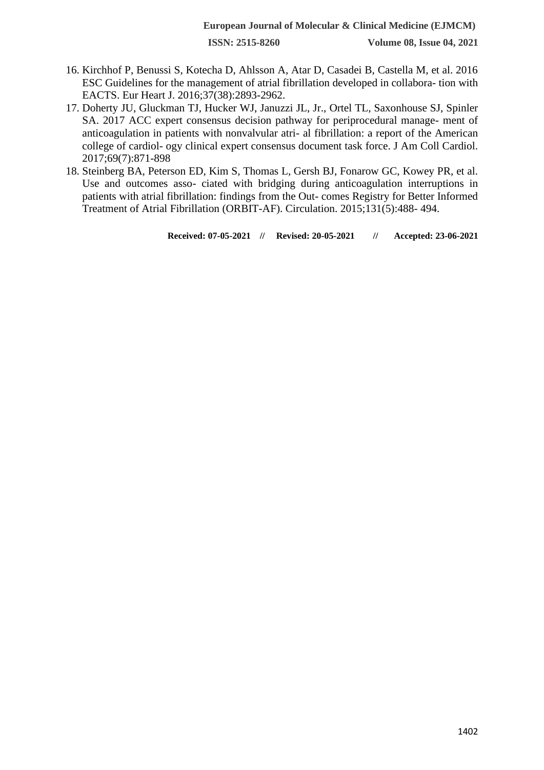16. Kirchhof P, Benussi S, Kotecha D, Ahlsson A, Atar D, Casadei B, Castella M, et al. 2016 ESC Guidelines for the management of atrial fibrillation developed in collabora- tion with EACTS. Eur Heart J. 2016;37(38):2893-2962.
17. Doherty JU, Gluckman TJ, Hucker WJ, Januzzi JL, Jr., Ortel TL, Saxonhouse SJ, Spinler SA. 2017 ACC expert consensus decision pathway for periprocedural manage- ment of anticoagulation in patients with nonvalvular atri- al fibrillation: a report of the American college of cardiol- ogy clinical expert consensus document task force. J Am Coll Cardiol. 2017;69(7):871-898
18. Steinberg BA, Peterson ED, Kim S, Thomas L, Gersh BJ, Fonarow GC, Kowey PR, et al. Use and outcomes asso- ciated with bridging during anticoagulation interruptions in patients with atrial fibrillation: findings from the Out- comes Registry for Better Informed Treatment of Atrial Fibrillation (ORBIT-AF). Circulation. 2015;131(5):488- 494.

**Received: 07-05-2021 // Revised: 20-05-2021 // Accepted: 23-06-2021**